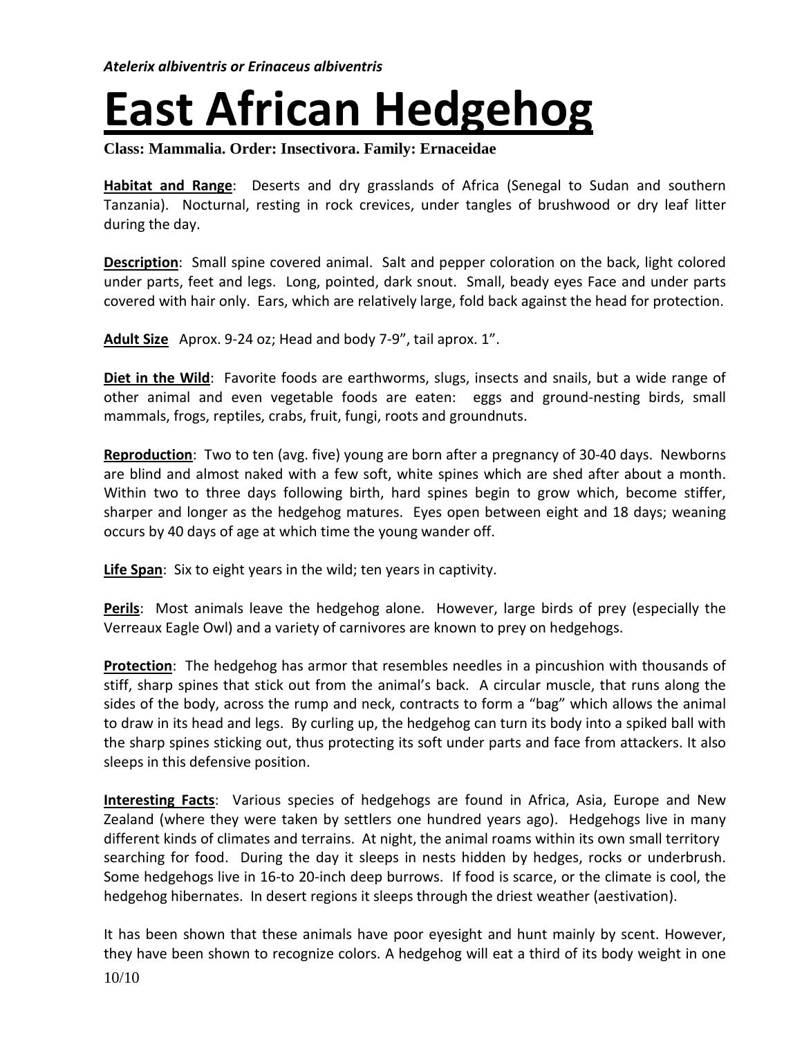*Atelerix albiventris or Erinaceus albiventris*

# East African Hedgehog

**Class: Mammalia. Order: Insectivora. Family: Ernaceidae**

**Habitat and Range**: Deserts and dry grasslands of Africa (Senegal to Sudan and southern Tanzania). Nocturnal, resting in rock crevices, under tangles of brushwood or dry leaf litter during the day.

**Description**: Small spine covered animal. Salt and pepper coloration on the back, light colored under parts, feet and legs. Long, pointed, dark snout. Small, beady eyes Face and under parts covered with hair only. Ears, which are relatively large, fold back against the head for protection.

**Adult Size** Aprox. 9-24 oz; Head and body 7-9", tail aprox. 1".

**Diet in the Wild**: Favorite foods are earthworms, slugs, insects and snails, but a wide range of other animal and even vegetable foods are eaten: eggs and ground-nesting birds, small mammals, frogs, reptiles, crabs, fruit, fungi, roots and groundnuts.

**Reproduction**: Two to ten (avg. five) young are born after a pregnancy of 30-40 days. Newborns are blind and almost naked with a few soft, white spines which are shed after about a month. Within two to three days following birth, hard spines begin to grow which, become stiffer, sharper and longer as the hedgehog matures. Eyes open between eight and 18 days; weaning occurs by 40 days of age at which time the young wander off.

**Life Span**: Six to eight years in the wild; ten years in captivity.

**Perils**: Most animals leave the hedgehog alone. However, large birds of prey (especially the Verreaux Eagle Owl) and a variety of carnivores are known to prey on hedgehogs.

**Protection**: The hedgehog has armor that resembles needles in a pincushion with thousands of stiff, sharp spines that stick out from the animal's back. A circular muscle, that runs along the sides of the body, across the rump and neck, contracts to form a "bag" which allows the animal to draw in its head and legs. By curling up, the hedgehog can turn its body into a spiked ball with the sharp spines sticking out, thus protecting its soft under parts and face from attackers. It also sleeps in this defensive position.

**Interesting Facts**: Various species of hedgehogs are found in Africa, Asia, Europe and New Zealand (where they were taken by settlers one hundred years ago). Hedgehogs live in many different kinds of climates and terrains. At night, the animal roams within its own small territory searching for food. During the day it sleeps in nests hidden by hedges, rocks or underbrush. Some hedgehogs live in 16-to 20-inch deep burrows. If food is scarce, or the climate is cool, the hedgehog hibernates. In desert regions it sleeps through the driest weather (aestivation).

It has been shown that these animals have poor eyesight and hunt mainly by scent. However, they have been shown to recognize colors. A hedgehog will eat a third of its body weight in one

10/10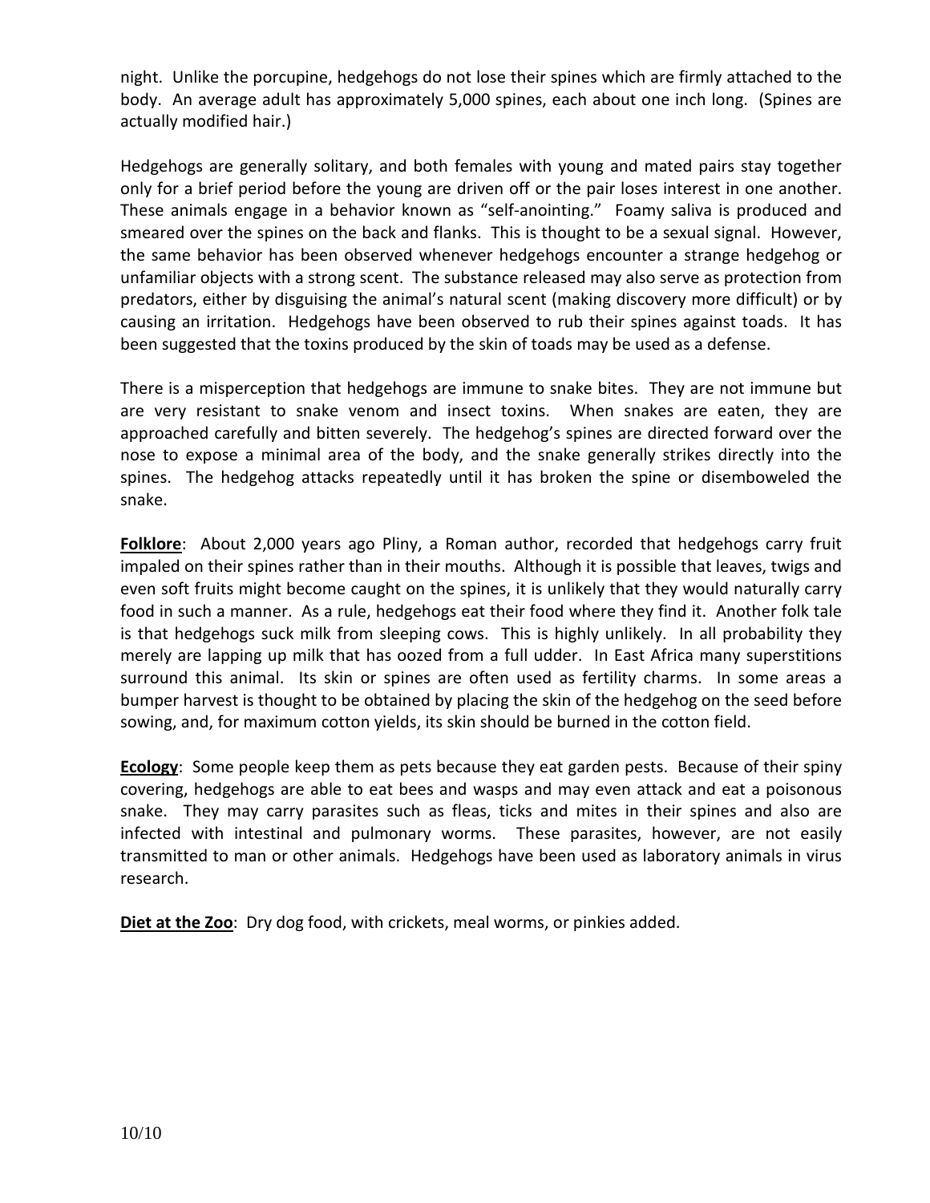night. Unlike the porcupine, hedgehogs do not lose their spines which are firmly attached to the body. An average adult has approximately 5,000 spines, each about one inch long. (Spines are actually modified hair.)

Hedgehogs are generally solitary, and both females with young and mated pairs stay together only for a brief period before the young are driven off or the pair loses interest in one another. These animals engage in a behavior known as "self-anointing." Foamy saliva is produced and smeared over the spines on the back and flanks. This is thought to be a sexual signal. However, the same behavior has been observed whenever hedgehogs encounter a strange hedgehog or unfamiliar objects with a strong scent. The substance released may also serve as protection from predators, either by disguising the animal's natural scent (making discovery more difficult) or by causing an irritation. Hedgehogs have been observed to rub their spines against toads. It has been suggested that the toxins produced by the skin of toads may be used as a defense.

There is a misperception that hedgehogs are immune to snake bites. They are not immune but are very resistant to snake venom and insect toxins. When snakes are eaten, they are approached carefully and bitten severely. The hedgehog's spines are directed forward over the nose to expose a minimal area of the body, and the snake generally strikes directly into the spines. The hedgehog attacks repeatedly until it has broken the spine or disemboweled the snake.

**Folklore**: About 2,000 years ago Pliny, a Roman author, recorded that hedgehogs carry fruit impaled on their spines rather than in their mouths. Although it is possible that leaves, twigs and even soft fruits might become caught on the spines, it is unlikely that they would naturally carry food in such a manner. As a rule, hedgehogs eat their food where they find it. Another folk tale is that hedgehogs suck milk from sleeping cows. This is highly unlikely. In all probability they merely are lapping up milk that has oozed from a full udder. In East Africa many superstitions surround this animal. Its skin or spines are often used as fertility charms. In some areas a bumper harvest is thought to be obtained by placing the skin of the hedgehog on the seed before sowing, and, for maximum cotton yields, its skin should be burned in the cotton field.

**Ecology**: Some people keep them as pets because they eat garden pests. Because of their spiny covering, hedgehogs are able to eat bees and wasps and may even attack and eat a poisonous snake. They may carry parasites such as fleas, ticks and mites in their spines and also are infected with intestinal and pulmonary worms. These parasites, however, are not easily transmitted to man or other animals. Hedgehogs have been used as laboratory animals in virus research.

**Diet at the Zoo**: Dry dog food, with crickets, meal worms, or pinkies added.

10/10